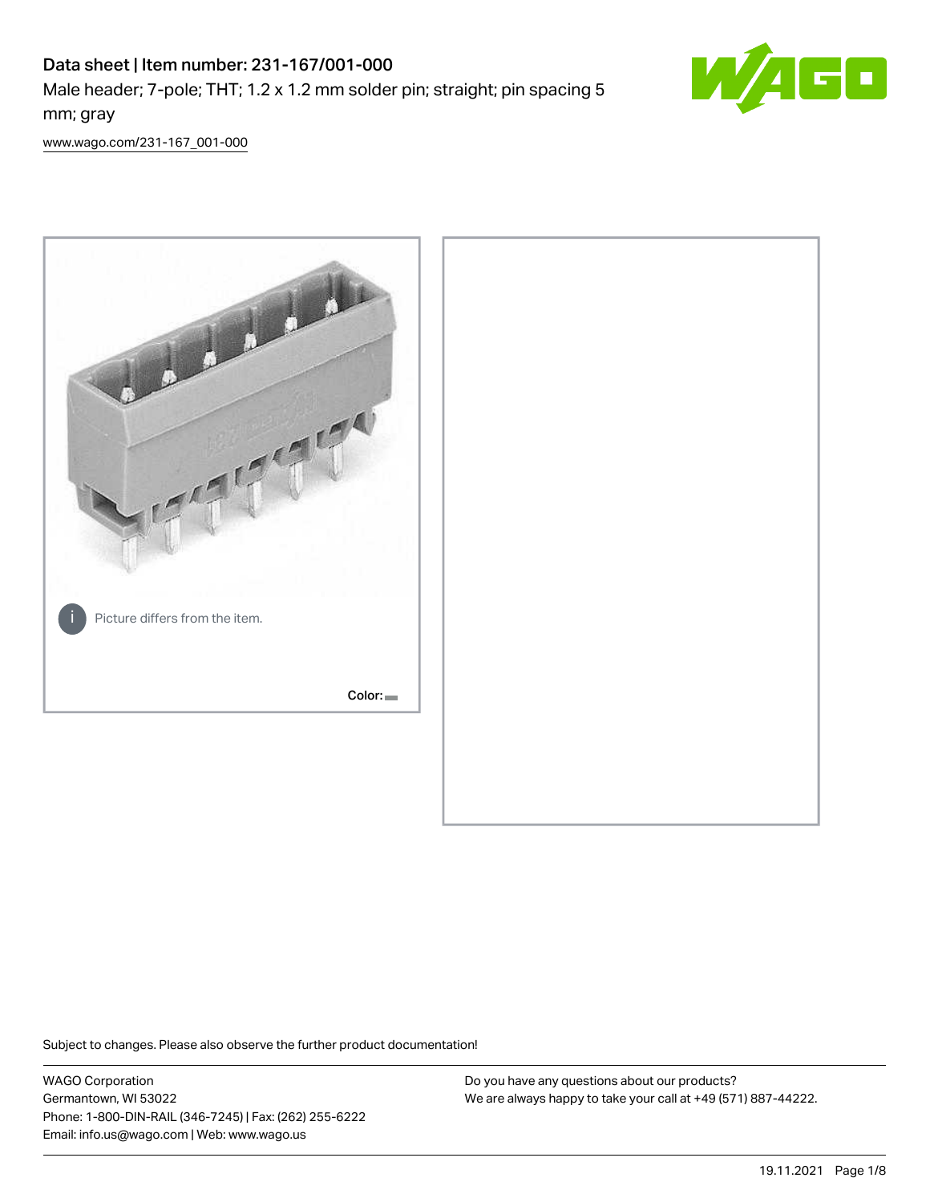# Data sheet | Item number: 231-167/001-000

Male header; 7-pole; THT; 1.2 x 1.2 mm solder pin; straight; pin spacing 5 mm; gray

[www.wago.com/231-167_001-000](www.wago.com/231-167_001-000)

Picture differs from the item.

Color:

Subject to changes. Please also observe the further product documentation!

WAGO Corporation
Germantown, WI 53022
Phone: 1-800-DIN-RAIL (346-7245) | Fax: (262) 255-6222
Email: info.us@wago.com | Web: www.wago.us

Do you have any questions about our products?
We are always happy to take your call at +49 (571) 887-44222.

19.11.2021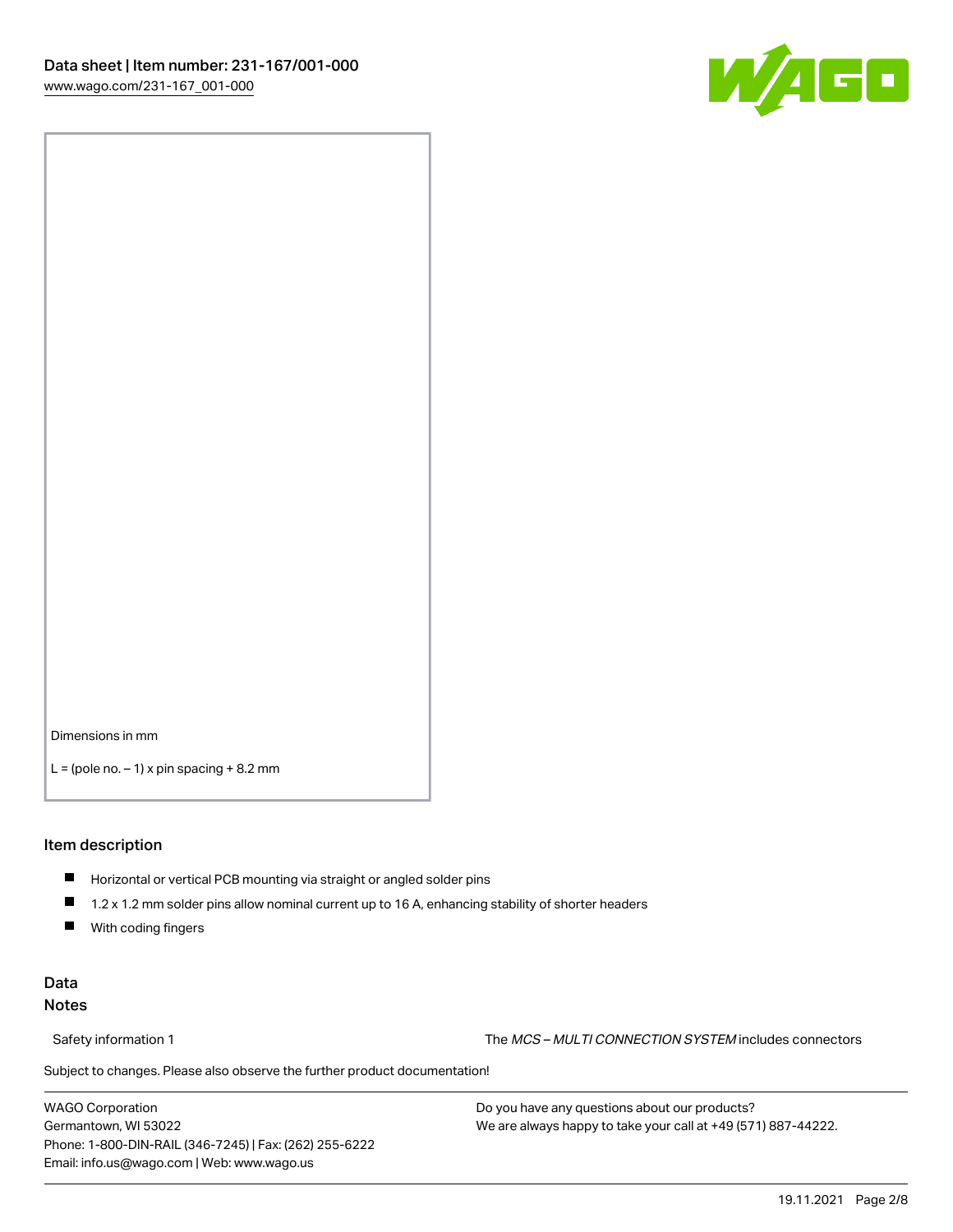Dimensions in mm

L = (pole no. – 1) x pin spacing + 8.2 mm

## Item description

- Horizontal or vertical PCB mounting via straight or angled solder pins
- 1.2 x 1.2 mm solder pins allow nominal current up to 16 A, enhancing stability of shorter headers
- With coding fingers

## Data

### Notes

Safety information 1 — The *MCS – MULTI CONNECTION SYSTEM* includes connectors

Subject to changes. Please also observe the further product documentation!

WAGO Corporation
Germantown, WI 53022
Phone: 1-800-DIN-RAIL (346-7245) | Fax: (262) 255-6222
Email: info.us@wago.com | Web: www.wago.us

Do you have any questions about our products?
We are always happy to take your call at +49 (571) 887-44222.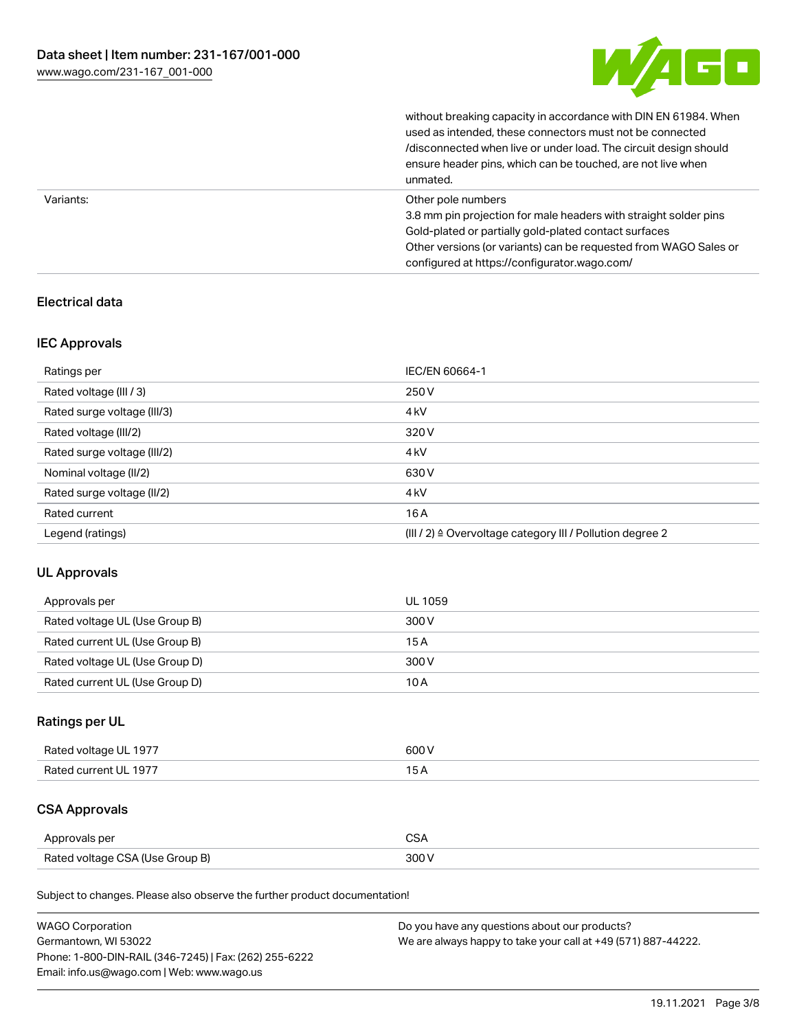| | |
|---|---|
| | without breaking capacity in accordance with DIN EN 61984. When used as intended, these connectors must not be connected /disconnected when live or under load. The circuit design should ensure header pins, which can be touched, are not live when unmated. |
| Variants: | Other pole numbers<br>3.8 mm pin projection for male headers with straight solder pins<br>Gold-plated or partially gold-plated contact surfaces<br>Other versions (or variants) can be requested from WAGO Sales or configured at https://configurator.wago.com/ |

## Electrical data

### IEC Approvals

| | |
|---|---|
| Ratings per | IEC/EN 60664-1 |
| Rated voltage (III / 3) | 250 V |
| Rated surge voltage (III/3) | 4 kV |
| Rated voltage (III/2) | 320 V |
| Rated surge voltage (III/2) | 4 kV |
| Nominal voltage (II/2) | 630 V |
| Rated surge voltage (II/2) | 4 kV |
| Rated current | 16 A |
| Legend (ratings) | (III / 2) ≙ Overvoltage category III / Pollution degree 2 |

### UL Approvals

| | |
|---|---|
| Approvals per | UL 1059 |
| Rated voltage UL (Use Group B) | 300 V |
| Rated current UL (Use Group B) | 15 A |
| Rated voltage UL (Use Group D) | 300 V |
| Rated current UL (Use Group D) | 10 A |

### Ratings per UL

| | |
|---|---|
| Rated voltage UL 1977 | 600 V |
| Rated current UL 1977 | 15 A |

### CSA Approvals

| | |
|---|---|
| Approvals per | CSA |
| Rated voltage CSA (Use Group B) | 300 V |

Subject to changes. Please also observe the further product documentation!

WAGO Corporation
Germantown, WI 53022
Phone: 1-800-DIN-RAIL (346-7245) | Fax: (262) 255-6222
Email: info.us@wago.com | Web: www.wago.us

Do you have any questions about our products?
We are always happy to take your call at +49 (571) 887-44222.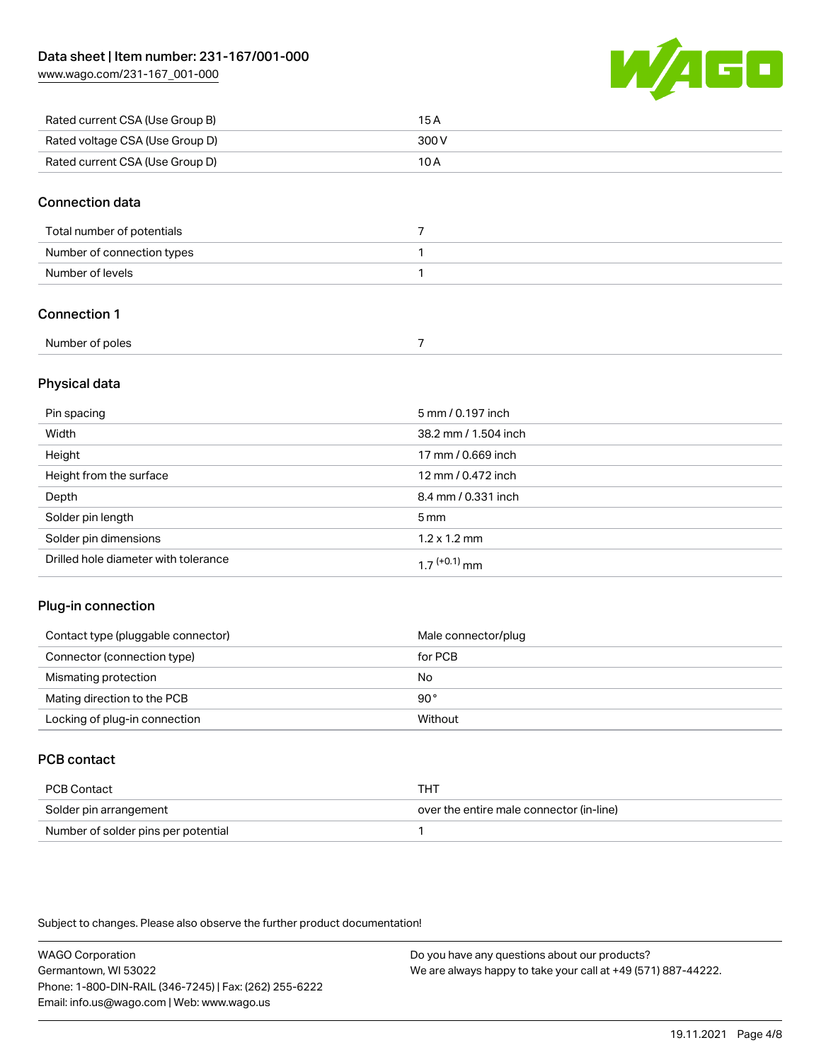| | |
|---|---|
| Rated current CSA (Use Group B) | 15 A |
| Rated voltage CSA (Use Group D) | 300 V |
| Rated current CSA (Use Group D) | 10 A |

## Connection data

| | |
|---|---|
| Total number of potentials | 7 |
| Number of connection types | 1 |
| Number of levels | 1 |

## Connection 1

| | |
|---|---|
| Number of poles | 7 |

## Physical data

| | |
|---|---|
| Pin spacing | 5 mm / 0.197 inch |
| Width | 38.2 mm / 1.504 inch |
| Height | 17 mm / 0.669 inch |
| Height from the surface | 12 mm / 0.472 inch |
| Depth | 8.4 mm / 0.331 inch |
| Solder pin length | 5 mm |
| Solder pin dimensions | 1.2 x 1.2 mm |
| Drilled hole diameter with tolerance | $1.7^{(+0.1)}$ mm |

## Plug-in connection

| | |
|---|---|
| Contact type (pluggable connector) | Male connector/plug |
| Connector (connection type) | for PCB |
| Mismating protection | No |
| Mating direction to the PCB | 90° |
| Locking of plug-in connection | Without |

## PCB contact

| | |
|---|---|
| PCB Contact | THT |
| Solder pin arrangement | over the entire male connector (in-line) |
| Number of solder pins per potential | 1 |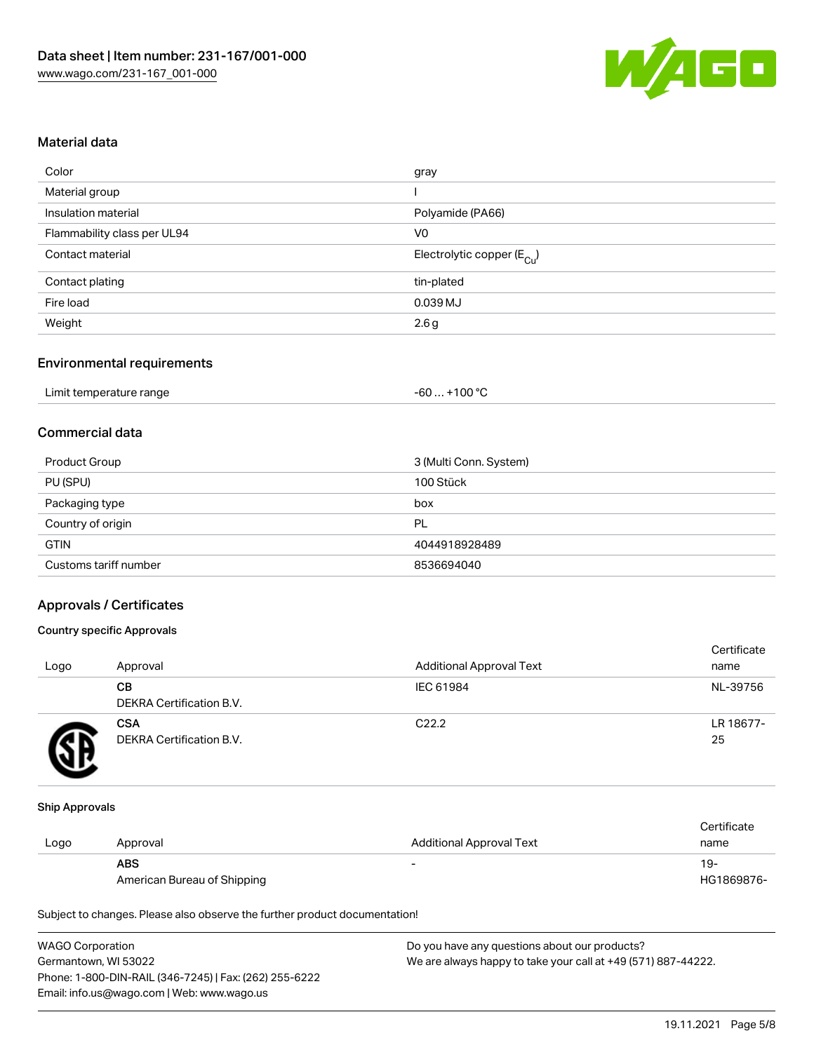## Material data

| Color | gray |
| --- | --- |
| Material group | I |
| Insulation material | Polyamide (PA66) |
| Flammability class per UL94 | V0 |
| Contact material | Electrolytic copper ($E_{Cu}$) |
| Contact plating | tin-plated |
| Fire load | 0.039 MJ |
| Weight | 2.6 g |

## Environmental requirements

| Limit temperature range | -60 … +100 °C |
| --- | --- |

## Commercial data

| Product Group | 3 (Multi Conn. System) |
| --- | --- |
| PU (SPU) | 100 Stück |
| Packaging type | box |
| Country of origin | PL |
| GTIN | 4044918928489 |
| Customs tariff number | 8536694040 |

## Approvals / Certificates

### Country specific Approvals

| Logo | Approval | Additional Approval Text | Certificate name |
| --- | --- | --- | --- |
| | **CB**<br>DEKRA Certification B.V. | IEC 61984 | NL-39756 |
| | **CSA**<br>DEKRA Certification B.V. | C22.2 | LR 18677-25 |

### Ship Approvals

| Logo | Approval | Additional Approval Text | Certificate name |
| --- | --- | --- | --- |
| | **ABS**<br>American Bureau of Shipping | - | 19-HG1869876- |

Subject to changes. Please also observe the further product documentation!

WAGO Corporation
Germantown, WI 53022
Phone: 1-800-DIN-RAIL (346-7245) | Fax: (262) 255-6222
Email: info.us@wago.com | Web: www.wago.us

Do you have any questions about our products?
We are always happy to take your call at +49 (571) 887-44222.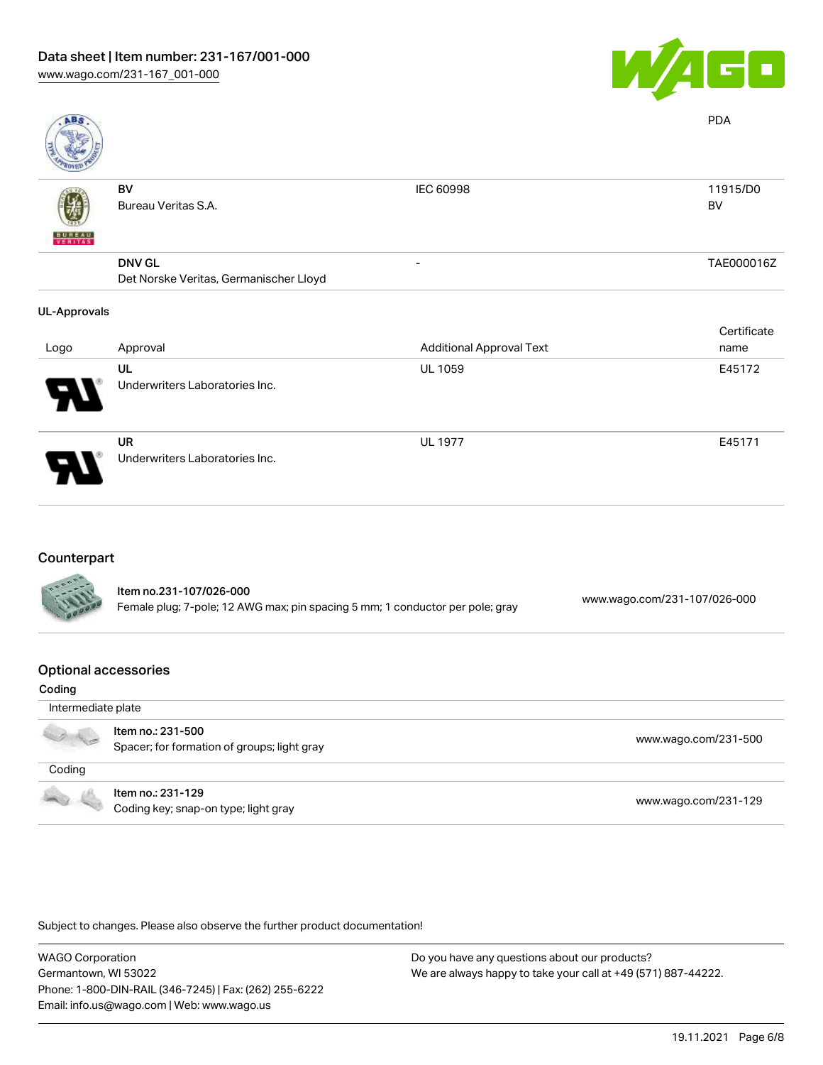| | | | PDA |
|---|---|---|---|
| | **BV**<br>Bureau Veritas S.A. | IEC 60998 | 11915/D0<br>BV |
| | **DNV GL**<br>Det Norske Veritas, Germanischer Lloyd | - | TAE000016Z |

### UL-Approvals

| Logo | Approval | Additional Approval Text | Certificate name |
|---|---|---|---|
| | **UL**<br>Underwriters Laboratories Inc. | UL 1059 | E45172 |
| | **UR**<br>Underwriters Laboratories Inc. | UL 1977 | E45171 |

## Counterpart

| | | |
|---|---|---|
| | **Item no.231-107/026-000**<br>Female plug; 7-pole; 12 AWG max; pin spacing 5 mm; 1 conductor per pole; gray | www.wago.com/231-107/026-000 |

## Optional accessories

**Coding**

| | | |
|---|---|---|
| Intermediate plate | | |
| | **Item no.: 231-500**<br>Spacer; for formation of groups; light gray | www.wago.com/231-500 |
| Coding | | |
| | **Item no.: 231-129**<br>Coding key; snap-on type; light gray | www.wago.com/231-129 |

Subject to changes. Please also observe the further product documentation!

WAGO Corporation
Germantown, WI 53022
Phone: 1-800-DIN-RAIL (346-7245) | Fax: (262) 255-6222
Email: info.us@wago.com | Web: www.wago.us

Do you have any questions about our products?
We are always happy to take your call at +49 (571) 887-44222.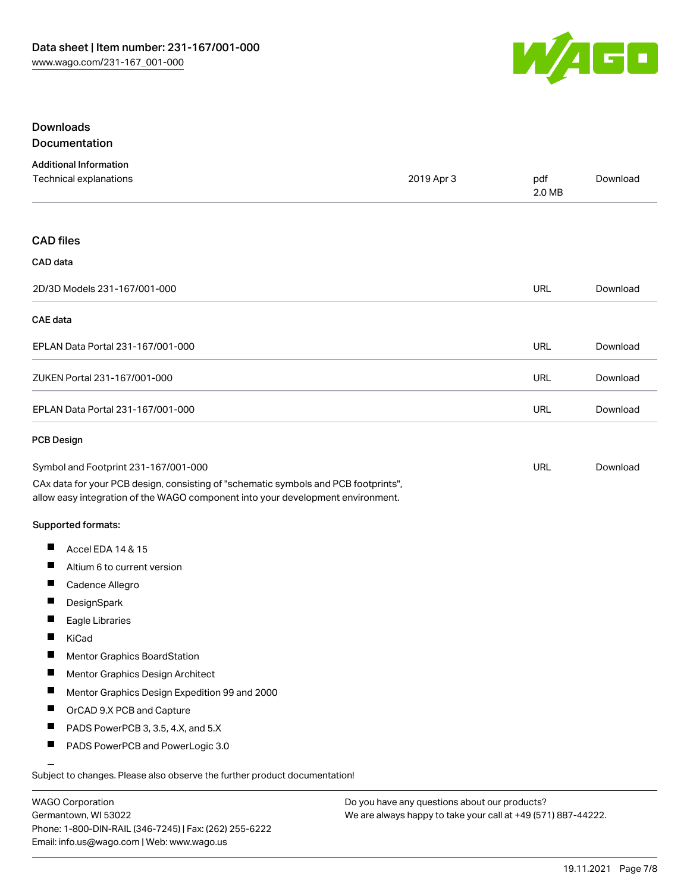## Downloads

### Documentation

#### Additional Information

| | | | |
|---|---|---|---|
| Technical explanations | 2019 Apr 3 | pdf 2.0 MB | Download |

### CAD files

#### CAD data

| | | |
|---|---|---|
| 2D/3D Models 231-167/001-000 | URL | Download |

#### CAE data

| | | |
|---|---|---|
| EPLAN Data Portal 231-167/001-000 | URL | Download |
| ZUKEN Portal 231-167/001-000 | URL | Download |
| EPLAN Data Portal 231-167/001-000 | URL | Download |

#### PCB Design

| | | |
|---|---|---|
| Symbol and Footprint 231-167/001-000 | URL | Download |

CAx data for your PCB design, consisting of "schematic symbols and PCB footprints", allow easy integration of the WAGO component into your development environment.

Supported formats:

- Accel EDA 14 & 15
- Altium 6 to current version
- Cadence Allegro
- DesignSpark
- Eagle Libraries
- KiCad
- Mentor Graphics BoardStation
- Mentor Graphics Design Architect
- Mentor Graphics Design Expedition 99 and 2000
- OrCAD 9.X PCB and Capture
- PADS PowerPCB 3, 3.5, 4.X, and 5.X
- PADS PowerPCB and PowerLogic 3.0

Subject to changes. Please also observe the further product documentation!

WAGO Corporation
Germantown, WI 53022
Phone: 1-800-DIN-RAIL (346-7245) | Fax: (262) 255-6222
Email: info.us@wago.com | Web: www.wago.us

Do you have any questions about our products?
We are always happy to take your call at +49 (571) 887-44222.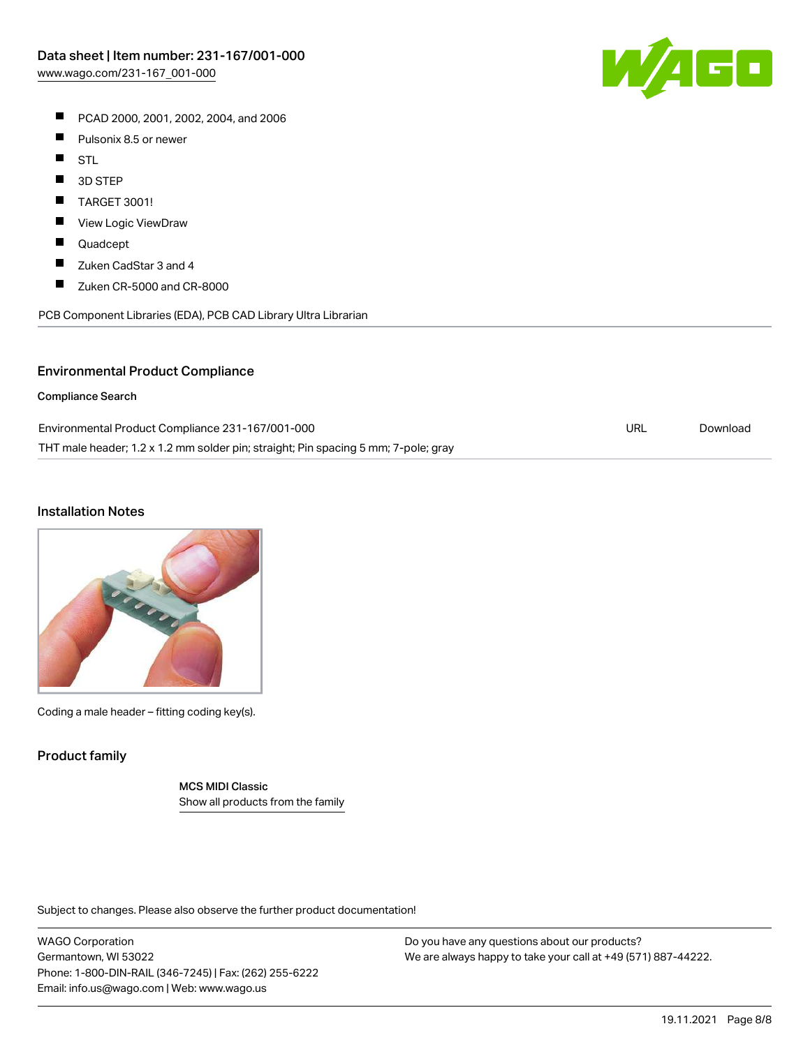- PCAD 2000, 2001, 2002, 2004, and 2006
- Pulsonix 8.5 or newer
- STL
- 3D STEP
- TARGET 3001!
- View Logic ViewDraw
- Quadcept
- Zuken CadStar 3 and 4
- Zuken CR-5000 and CR-8000

PCB Component Libraries (EDA), PCB CAD Library Ultra Librarian

## Environmental Product Compliance

**Compliance Search**

| | | |
|---|---|---|
| Environmental Product Compliance 231-167/001-000 | URL | Download |
| THT male header; 1.2 x 1.2 mm solder pin; straight; Pin spacing 5 mm; 7-pole; gray | | |

## Installation Notes

Coding a male header – fitting coding key(s).

## Product family

**MCS MIDI Classic**
Show all products from the family

Subject to changes. Please also observe the further product documentation!

WAGO Corporation
Germantown, WI 53022
Phone: 1-800-DIN-RAIL (346-7245) | Fax: (262) 255-6222
Email: info.us@wago.com | Web: www.wago.us

Do you have any questions about our products?
We are always happy to take your call at +49 (571) 887-44222.